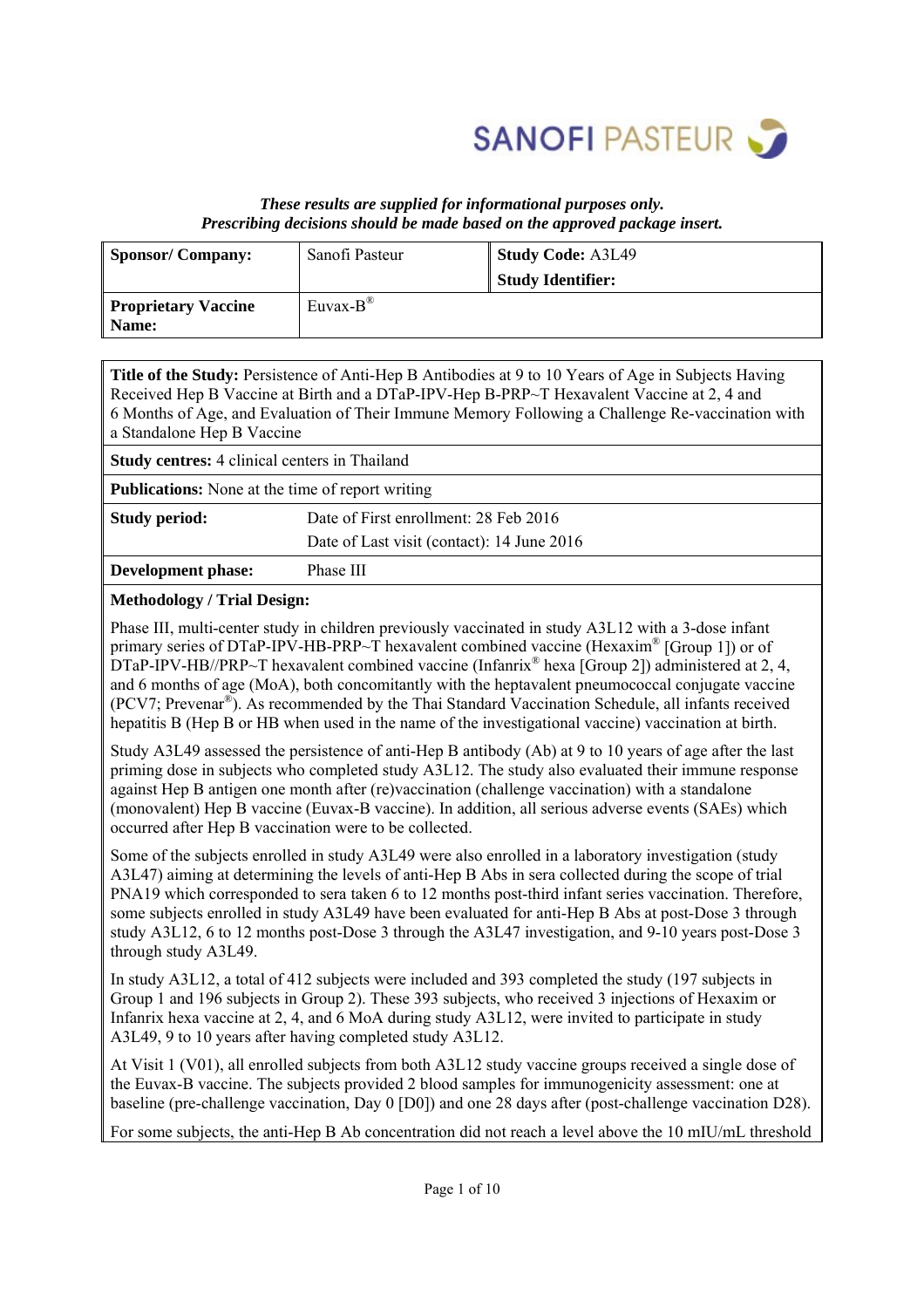SANOFI PASTEUR

***These results are supplied for informational purposes only.***
***Prescribing decisions should be made based on the approved package insert.***

| **Sponsor/ Company:** | Sanofi Pasteur | **Study Code:** A3L49<br>**Study Identifier:** |
|---|---|---|
| **Proprietary Vaccine Name:** | Euvax-B® | |

**Title of the Study:** Persistence of Anti-Hep B Antibodies at 9 to 10 Years of Age in Subjects Having Received Hep B Vaccine at Birth and a DTaP-IPV-Hep B-PRP~T Hexavalent Vaccine at 2, 4 and 6 Months of Age, and Evaluation of Their Immune Memory Following a Challenge Re-vaccination with a Standalone Hep B Vaccine

**Study centres:** 4 clinical centers in Thailand

**Publications:** None at the time of report writing

| **Study period:** | Date of First enrollment: 28 Feb 2016<br>Date of Last visit (contact): 14 June 2016 |
|---|---|
| **Development phase:** | Phase III |

**Methodology / Trial Design:**

Phase III, multi-center study in children previously vaccinated in study A3L12 with a 3-dose infant primary series of DTaP-IPV-HB-PRP~T hexavalent combined vaccine (Hexaxim® [Group 1]) or of DTaP-IPV-HB//PRP~T hexavalent combined vaccine (Infanrix® hexa [Group 2]) administered at 2, 4, and 6 months of age (MoA), both concomitantly with the heptavalent pneumococcal conjugate vaccine (PCV7; Prevenar®). As recommended by the Thai Standard Vaccination Schedule, all infants received hepatitis B (Hep B or HB when used in the name of the investigational vaccine) vaccination at birth.

Study A3L49 assessed the persistence of anti-Hep B antibody (Ab) at 9 to 10 years of age after the last priming dose in subjects who completed study A3L12. The study also evaluated their immune response against Hep B antigen one month after (re)vaccination (challenge vaccination) with a standalone (monovalent) Hep B vaccine (Euvax-B vaccine). In addition, all serious adverse events (SAEs) which occurred after Hep B vaccination were to be collected.

Some of the subjects enrolled in study A3L49 were also enrolled in a laboratory investigation (study A3L47) aiming at determining the levels of anti-Hep B Abs in sera collected during the scope of trial PNA19 which corresponded to sera taken 6 to 12 months post-third infant series vaccination. Therefore, some subjects enrolled in study A3L49 have been evaluated for anti-Hep B Abs at post-Dose 3 through study A3L12, 6 to 12 months post-Dose 3 through the A3L47 investigation, and 9-10 years post-Dose 3 through study A3L49.

In study A3L12, a total of 412 subjects were included and 393 completed the study (197 subjects in Group 1 and 196 subjects in Group 2). These 393 subjects, who received 3 injections of Hexaxim or Infanrix hexa vaccine at 2, 4, and 6 MoA during study A3L12, were invited to participate in study A3L49, 9 to 10 years after having completed study A3L12.

At Visit 1 (V01), all enrolled subjects from both A3L12 study vaccine groups received a single dose of the Euvax-B vaccine. The subjects provided 2 blood samples for immunogenicity assessment: one at baseline (pre-challenge vaccination, Day 0 [D0]) and one 28 days after (post-challenge vaccination D28).

For some subjects, the anti-Hep B Ab concentration did not reach a level above the 10 mIU/mL threshold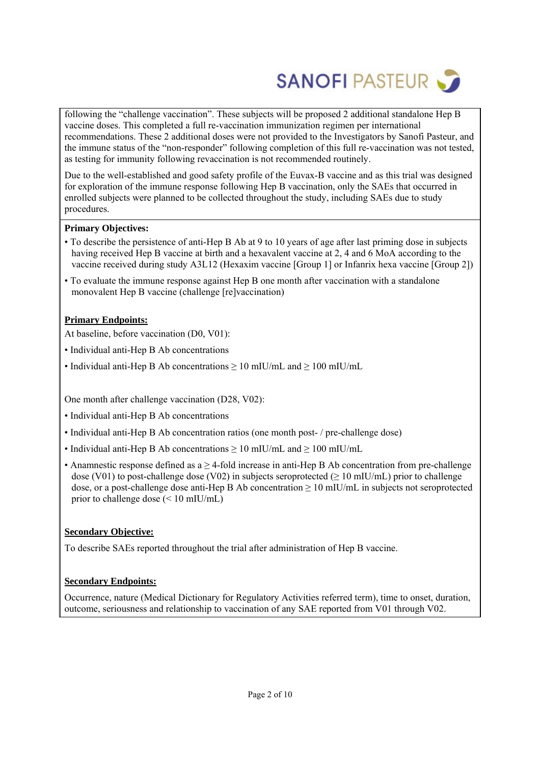following the "challenge vaccination". These subjects will be proposed 2 additional standalone Hep B vaccine doses. This completed a full re-vaccination immunization regimen per international recommendations. These 2 additional doses were not provided to the Investigators by Sanofi Pasteur, and the immune status of the "non-responder" following completion of this full re-vaccination was not tested, as testing for immunity following revaccination is not recommended routinely.

Due to the well-established and good safety profile of the Euvax-B vaccine and as this trial was designed for exploration of the immune response following Hep B vaccination, only the SAEs that occurred in enrolled subjects were planned to be collected throughout the study, including SAEs due to study procedures.

**Primary Objectives:**

- To describe the persistence of anti-Hep B Ab at 9 to 10 years of age after last priming dose in subjects having received Hep B vaccine at birth and a hexavalent vaccine at 2, 4 and 6 MoA according to the vaccine received during study A3L12 (Hexaxim vaccine [Group 1] or Infanrix hexa vaccine [Group 2])
- To evaluate the immune response against Hep B one month after vaccination with a standalone monovalent Hep B vaccine (challenge [re]vaccination)

**Primary Endpoints:**

At baseline, before vaccination (D0, V01):

- Individual anti-Hep B Ab concentrations
- Individual anti-Hep B Ab concentrations $\geq$ 10 mIU/mL and $\geq$ 100 mIU/mL

One month after challenge vaccination (D28, V02):

- Individual anti-Hep B Ab concentrations
- Individual anti-Hep B Ab concentration ratios (one month post- / pre-challenge dose)
- Individual anti-Hep B Ab concentrations $\geq$ 10 mIU/mL and $\geq$ 100 mIU/mL
- Anamnestic response defined as a $\geq$ 4-fold increase in anti-Hep B Ab concentration from pre-challenge dose (V01) to post-challenge dose (V02) in subjects seroprotected ($\geq$ 10 mIU/mL) prior to challenge dose, or a post-challenge dose anti-Hep B Ab concentration $\geq$ 10 mIU/mL in subjects not seroprotected prior to challenge dose (< 10 mIU/mL)

**Secondary Objective:**

To describe SAEs reported throughout the trial after administration of Hep B vaccine.

**Secondary Endpoints:**

Occurrence, nature (Medical Dictionary for Regulatory Activities referred term), time to onset, duration, outcome, seriousness and relationship to vaccination of any SAE reported from V01 through V02.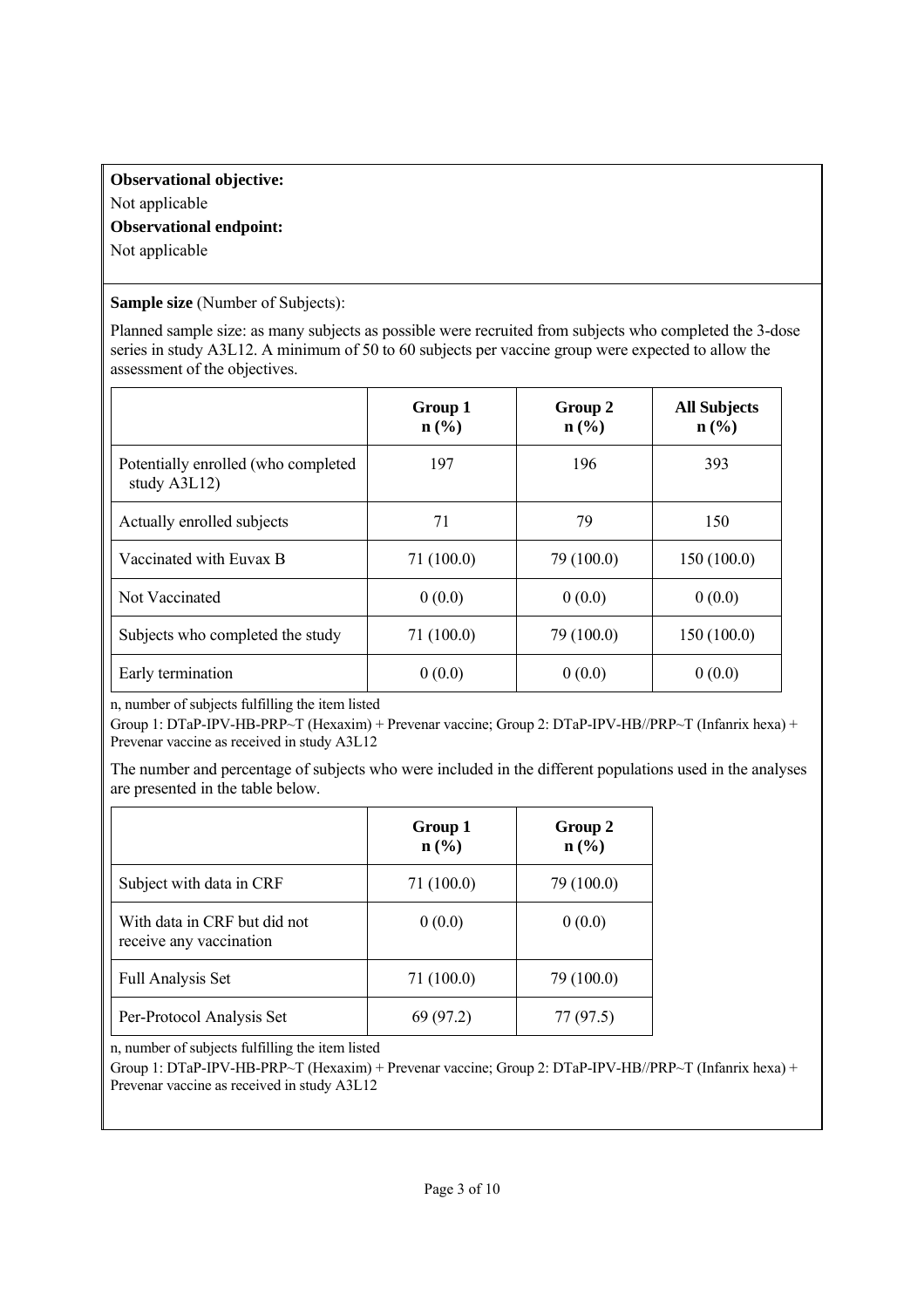**Observational objective:**

Not applicable

**Observational endpoint:**

Not applicable

**Sample size** (Number of Subjects):

Planned sample size: as many subjects as possible were recruited from subjects who completed the 3-dose series in study A3L12. A minimum of 50 to 60 subjects per vaccine group were expected to allow the assessment of the objectives.

| | Group 1 n (%) | Group 2 n (%) | All Subjects n (%) |
|---|---|---|---|
| Potentially enrolled (who completed study A3L12) | 197 | 196 | 393 |
| Actually enrolled subjects | 71 | 79 | 150 |
| Vaccinated with Euvax B | 71 (100.0) | 79 (100.0) | 150 (100.0) |
| Not Vaccinated | 0 (0.0) | 0 (0.0) | 0 (0.0) |
| Subjects who completed the study | 71 (100.0) | 79 (100.0) | 150 (100.0) |
| Early termination | 0 (0.0) | 0 (0.0) | 0 (0.0) |

n, number of subjects fulfilling the item listed

Group 1: DTaP-IPV-HB-PRP~T (Hexaxim) + Prevenar vaccine; Group 2: DTaP-IPV-HB//PRP~T (Infanrix hexa) + Prevenar vaccine as received in study A3L12

The number and percentage of subjects who were included in the different populations used in the analyses are presented in the table below.

| | Group 1 n (%) | Group 2 n (%) |
|---|---|---|
| Subject with data in CRF | 71 (100.0) | 79 (100.0) |
| With data in CRF but did not receive any vaccination | 0 (0.0) | 0 (0.0) |
| Full Analysis Set | 71 (100.0) | 79 (100.0) |
| Per-Protocol Analysis Set | 69 (97.2) | 77 (97.5) |

n, number of subjects fulfilling the item listed

Group 1: DTaP-IPV-HB-PRP~T (Hexaxim) + Prevenar vaccine; Group 2: DTaP-IPV-HB//PRP~T (Infanrix hexa) + Prevenar vaccine as received in study A3L12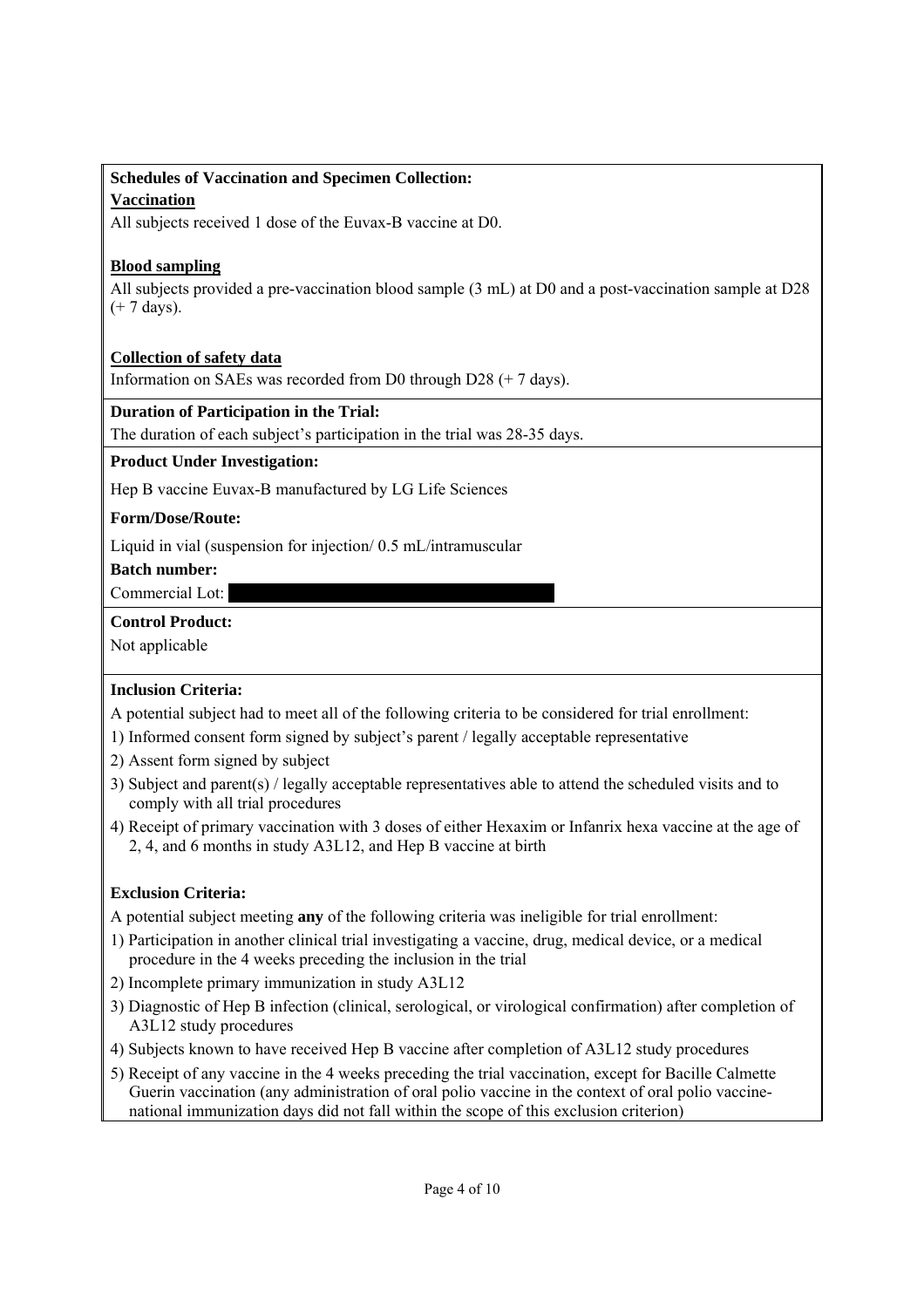**Schedules of Vaccination and Specimen Collection:**

**Vaccination**

All subjects received 1 dose of the Euvax-B vaccine at D0.

**Blood sampling**

All subjects provided a pre-vaccination blood sample (3 mL) at D0 and a post-vaccination sample at D28 (+ 7 days).

**Collection of safety data**

Information on SAEs was recorded from D0 through D28 (+ 7 days).

**Duration of Participation in the Trial:**

The duration of each subject's participation in the trial was 28-35 days.

**Product Under Investigation:**

Hep B vaccine Euvax-B manufactured by LG Life Sciences

**Form/Dose/Route:**

Liquid in vial (suspension for injection/ 0.5 mL/intramuscular

**Batch number:**

Commercial Lot:

**Control Product:**

Not applicable

**Inclusion Criteria:**

A potential subject had to meet all of the following criteria to be considered for trial enrollment:

1) Informed consent form signed by subject's parent / legally acceptable representative
2) Assent form signed by subject
3) Subject and parent(s) / legally acceptable representatives able to attend the scheduled visits and to comply with all trial procedures
4) Receipt of primary vaccination with 3 doses of either Hexaxim or Infanrix hexa vaccine at the age of 2, 4, and 6 months in study A3L12, and Hep B vaccine at birth

**Exclusion Criteria:**

A potential subject meeting **any** of the following criteria was ineligible for trial enrollment:

1) Participation in another clinical trial investigating a vaccine, drug, medical device, or a medical procedure in the 4 weeks preceding the inclusion in the trial
2) Incomplete primary immunization in study A3L12
3) Diagnostic of Hep B infection (clinical, serological, or virological confirmation) after completion of A3L12 study procedures
4) Subjects known to have received Hep B vaccine after completion of A3L12 study procedures
5) Receipt of any vaccine in the 4 weeks preceding the trial vaccination, except for Bacille Calmette Guerin vaccination (any administration of oral polio vaccine in the context of oral polio vaccine-national immunization days did not fall within the scope of this exclusion criterion)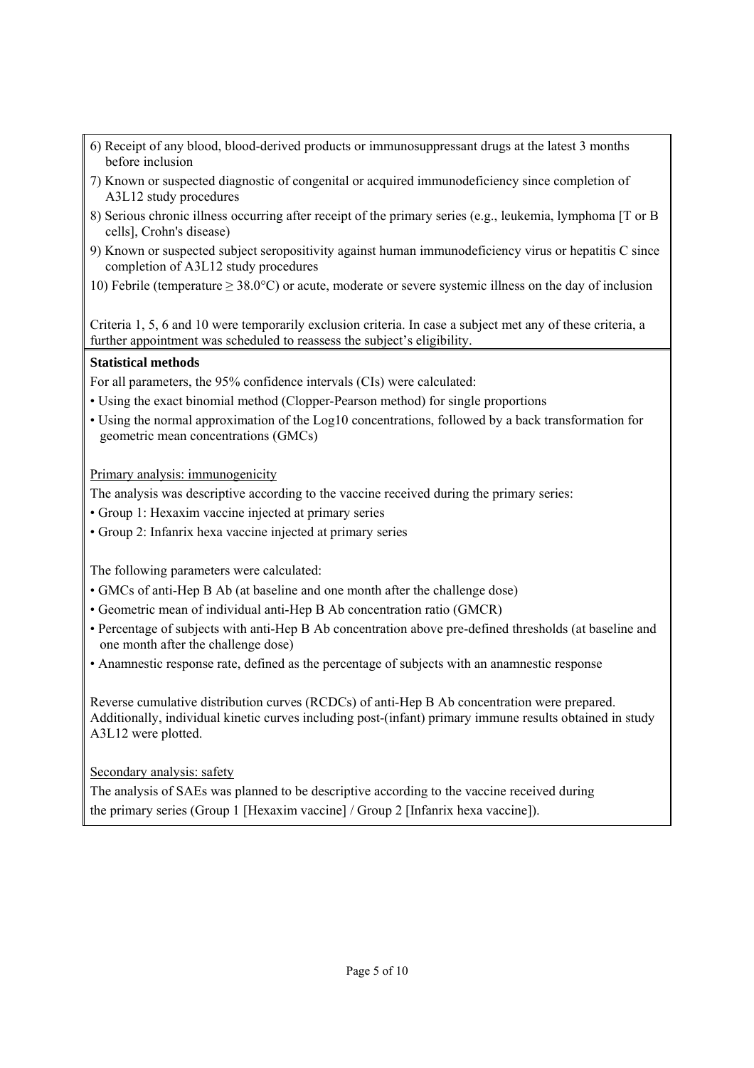6) Receipt of any blood, blood-derived products or immunosuppressant drugs at the latest 3 months before inclusion
7) Known or suspected diagnostic of congenital or acquired immunodeficiency since completion of A3L12 study procedures
8) Serious chronic illness occurring after receipt of the primary series (e.g., leukemia, lymphoma [T or B cells], Crohn's disease)
9) Known or suspected subject seropositivity against human immunodeficiency virus or hepatitis C since completion of A3L12 study procedures
10) Febrile (temperature $\geq$ 38.0°C) or acute, moderate or severe systemic illness on the day of inclusion

Criteria 1, 5, 6 and 10 were temporarily exclusion criteria. In case a subject met any of these criteria, a further appointment was scheduled to reassess the subject's eligibility.

**Statistical methods**

For all parameters, the 95% confidence intervals (CIs) were calculated:

- Using the exact binomial method (Clopper-Pearson method) for single proportions
- Using the normal approximation of the Log10 concentrations, followed by a back transformation for geometric mean concentrations (GMCs)

Primary analysis: immunogenicity

The analysis was descriptive according to the vaccine received during the primary series:

- Group 1: Hexaxim vaccine injected at primary series
- Group 2: Infanrix hexa vaccine injected at primary series

The following parameters were calculated:

- GMCs of anti-Hep B Ab (at baseline and one month after the challenge dose)
- Geometric mean of individual anti-Hep B Ab concentration ratio (GMCR)
- Percentage of subjects with anti-Hep B Ab concentration above pre-defined thresholds (at baseline and one month after the challenge dose)
- Anamnestic response rate, defined as the percentage of subjects with an anamnestic response

Reverse cumulative distribution curves (RCDCs) of anti-Hep B Ab concentration were prepared. Additionally, individual kinetic curves including post-(infant) primary immune results obtained in study A3L12 were plotted.

Secondary analysis: safety

The analysis of SAEs was planned to be descriptive according to the vaccine received during the primary series (Group 1 [Hexaxim vaccine] / Group 2 [Infanrix hexa vaccine]).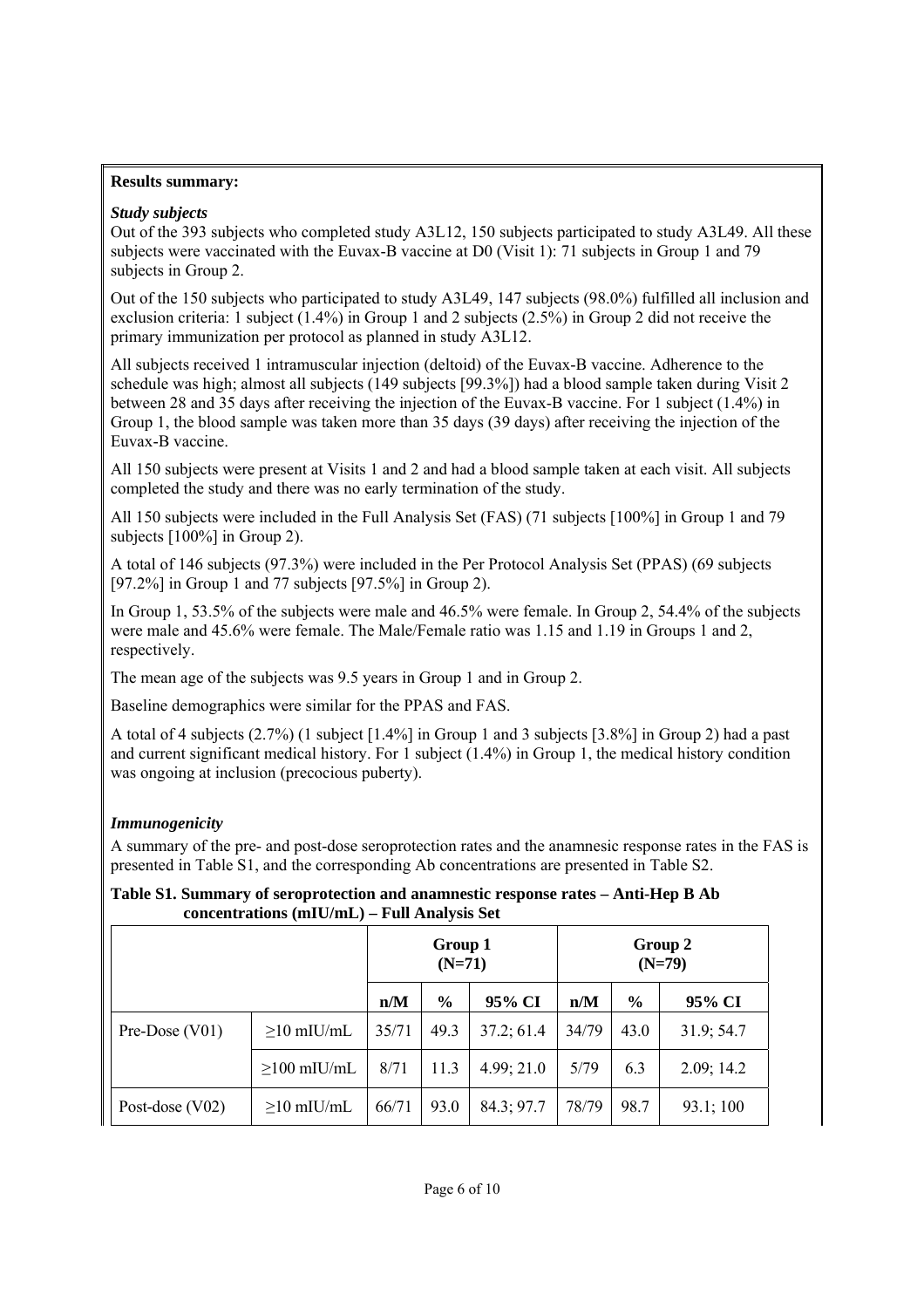**Results summary:**

***Study subjects***

Out of the 393 subjects who completed study A3L12, 150 subjects participated to study A3L49. All these subjects were vaccinated with the Euvax-B vaccine at D0 (Visit 1): 71 subjects in Group 1 and 79 subjects in Group 2.

Out of the 150 subjects who participated to study A3L49, 147 subjects (98.0%) fulfilled all inclusion and exclusion criteria: 1 subject (1.4%) in Group 1 and 2 subjects (2.5%) in Group 2 did not receive the primary immunization per protocol as planned in study A3L12.

All subjects received 1 intramuscular injection (deltoid) of the Euvax-B vaccine. Adherence to the schedule was high; almost all subjects (149 subjects [99.3%]) had a blood sample taken during Visit 2 between 28 and 35 days after receiving the injection of the Euvax-B vaccine. For 1 subject (1.4%) in Group 1, the blood sample was taken more than 35 days (39 days) after receiving the injection of the Euvax-B vaccine.

All 150 subjects were present at Visits 1 and 2 and had a blood sample taken at each visit. All subjects completed the study and there was no early termination of the study.

All 150 subjects were included in the Full Analysis Set (FAS) (71 subjects [100%] in Group 1 and 79 subjects [100%] in Group 2).

A total of 146 subjects (97.3%) were included in the Per Protocol Analysis Set (PPAS) (69 subjects [97.2%] in Group 1 and 77 subjects [97.5%] in Group 2).

In Group 1, 53.5% of the subjects were male and 46.5% were female. In Group 2, 54.4% of the subjects were male and 45.6% were female. The Male/Female ratio was 1.15 and 1.19 in Groups 1 and 2, respectively.

The mean age of the subjects was 9.5 years in Group 1 and in Group 2.

Baseline demographics were similar for the PPAS and FAS.

A total of 4 subjects (2.7%) (1 subject [1.4%] in Group 1 and 3 subjects [3.8%] in Group 2) had a past and current significant medical history. For 1 subject (1.4%) in Group 1, the medical history condition was ongoing at inclusion (precocious puberty).

***Immunogenicity***

A summary of the pre- and post-dose seroprotection rates and the anamnesic response rates in the FAS is presented in Table S1, and the corresponding Ab concentrations are presented in Table S2.

**Table S1. Summary of seroprotection and anamnestic response rates – Anti-Hep B Ab concentrations (mIU/mL) – Full Analysis Set**

| | | Group 1 (N=71) | | | Group 2 (N=79) | | |
|---|---|---|---|---|---|---|---|
| | | n/M | % | 95% CI | n/M | % | 95% CI |
| Pre-Dose (V01) | ≥10 mIU/mL | 35/71 | 49.3 | 37.2; 61.4 | 34/79 | 43.0 | 31.9; 54.7 |
| | ≥100 mIU/mL | 8/71 | 11.3 | 4.99; 21.0 | 5/79 | 6.3 | 2.09; 14.2 |
| Post-dose (V02) | ≥10 mIU/mL | 66/71 | 93.0 | 84.3; 97.7 | 78/79 | 98.7 | 93.1; 100 |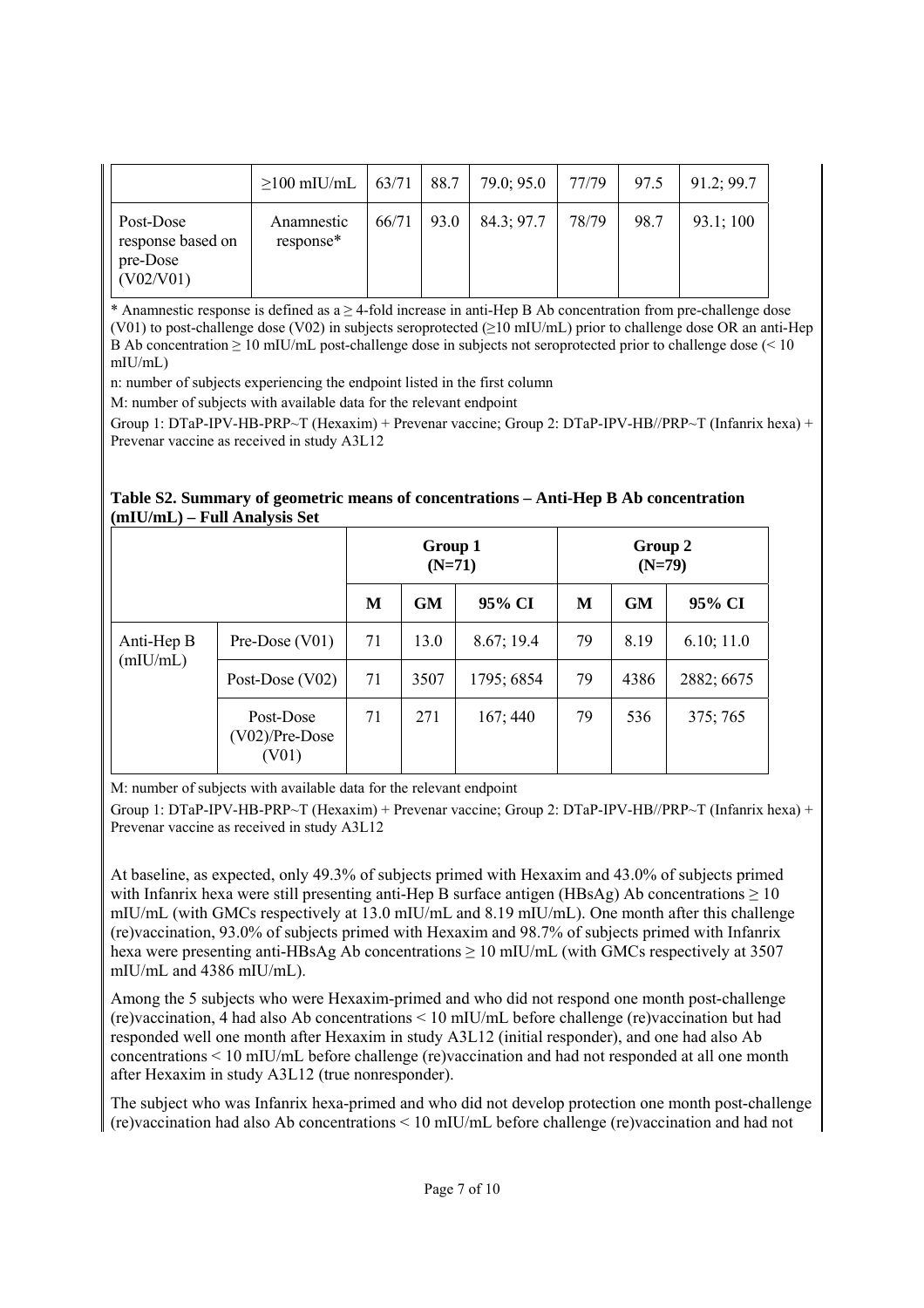| | | | | | | | |
|---|---|---|---|---|---|---|---|
| | ≥100 mIU/mL | 63/71 | 88.7 | 79.0; 95.0 | 77/79 | 97.5 | 91.2; 99.7 |
| Post-Dose response based on pre-Dose (V02/V01) | Anamnestic response* | 66/71 | 93.0 | 84.3; 97.7 | 78/79 | 98.7 | 93.1; 100 |

\* Anamnestic response is defined as a ≥ 4-fold increase in anti-Hep B Ab concentration from pre-challenge dose (V01) to post-challenge dose (V02) in subjects seroprotected (≥10 mIU/mL) prior to challenge dose OR an anti-Hep B Ab concentration ≥ 10 mIU/mL post-challenge dose in subjects not seroprotected prior to challenge dose (< 10 mIU/mL)

n: number of subjects experiencing the endpoint listed in the first column

M: number of subjects with available data for the relevant endpoint

Group 1: DTaP-IPV-HB-PRP~T (Hexaxim) + Prevenar vaccine; Group 2: DTaP-IPV-HB//PRP~T (Infanrix hexa) + Prevenar vaccine as received in study A3L12

**Table S2. Summary of geometric means of concentrations – Anti-Hep B Ab concentration (mIU/mL) – Full Analysis Set**

| | | Group 1 (N=71) | | | Group 2 (N=79) | | |
|---|---|---|---|---|---|---|---|
| | | **M** | **GM** | **95% CI** | **M** | **GM** | **95% CI** |
| Anti-Hep B (mIU/mL) | Pre-Dose (V01) | 71 | 13.0 | 8.67; 19.4 | 79 | 8.19 | 6.10; 11.0 |
| | Post-Dose (V02) | 71 | 3507 | 1795; 6854 | 79 | 4386 | 2882; 6675 |
| | Post-Dose (V02)/Pre-Dose (V01) | 71 | 271 | 167; 440 | 79 | 536 | 375; 765 |

M: number of subjects with available data for the relevant endpoint

Group 1: DTaP-IPV-HB-PRP~T (Hexaxim) + Prevenar vaccine; Group 2: DTaP-IPV-HB//PRP~T (Infanrix hexa) + Prevenar vaccine as received in study A3L12

At baseline, as expected, only 49.3% of subjects primed with Hexaxim and 43.0% of subjects primed with Infanrix hexa were still presenting anti-Hep B surface antigen (HBsAg) Ab concentrations ≥ 10 mIU/mL (with GMCs respectively at 13.0 mIU/mL and 8.19 mIU/mL). One month after this challenge (re)vaccination, 93.0% of subjects primed with Hexaxim and 98.7% of subjects primed with Infanrix hexa were presenting anti-HBsAg Ab concentrations ≥ 10 mIU/mL (with GMCs respectively at 3507 mIU/mL and 4386 mIU/mL).

Among the 5 subjects who were Hexaxim-primed and who did not respond one month post-challenge (re)vaccination, 4 had also Ab concentrations < 10 mIU/mL before challenge (re)vaccination but had responded well one month after Hexaxim in study A3L12 (initial responder), and one had also Ab concentrations < 10 mIU/mL before challenge (re)vaccination and had not responded at all one month after Hexaxim in study A3L12 (true nonresponder).

The subject who was Infanrix hexa-primed and who did not develop protection one month post-challenge (re)vaccination had also Ab concentrations < 10 mIU/mL before challenge (re)vaccination and had not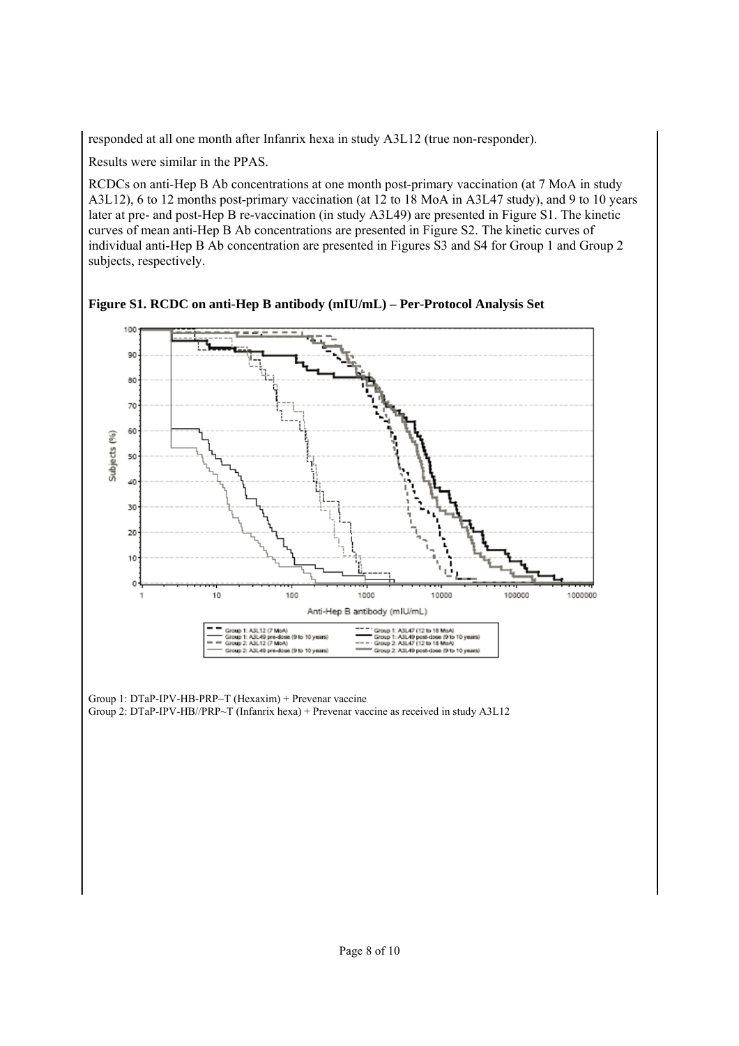responded at all one month after Infanrix hexa in study A3L12 (true non-responder).

Results were similar in the PPAS.

RCDCs on anti-Hep B Ab concentrations at one month post-primary vaccination (at 7 MoA in study A3L12), 6 to 12 months post-primary vaccination (at 12 to 18 MoA in A3L47 study), and 9 to 10 years later at pre- and post-Hep B re-vaccination (in study A3L49) are presented in Figure S1. The kinetic curves of mean anti-Hep B Ab concentrations are presented in Figure S2. The kinetic curves of individual anti-Hep B Ab concentration are presented in Figures S3 and S4 for Group 1 and Group 2 subjects, respectively.

**Figure S1. RCDC on anti-Hep B antibody (mIU/mL) – Per-Protocol Analysis Set**

Group 1: A3L12 (7 MoA)
Group 1: A3L47 (12 to 18 MoA)
Group 1: A3L49 pre-dose (9 to 10 years)
Group 1: A3L49 post-dose (9 to 10 years)
Group 2: A3L12 (7 MoA)
Group 2: A3L47 (12 to 18 MoA)
Group 2: A3L49 pre-dose (9 to 10 years)
Group 2: A3L49 post-dose (9 to 10 years)

Group 1: DTaP-IPV-HB-PRP~T (Hexaxim) + Prevenar vaccine
Group 2: DTaP-IPV-HB//PRP~T (Infanrix hexa) + Prevenar vaccine as received in study A3L12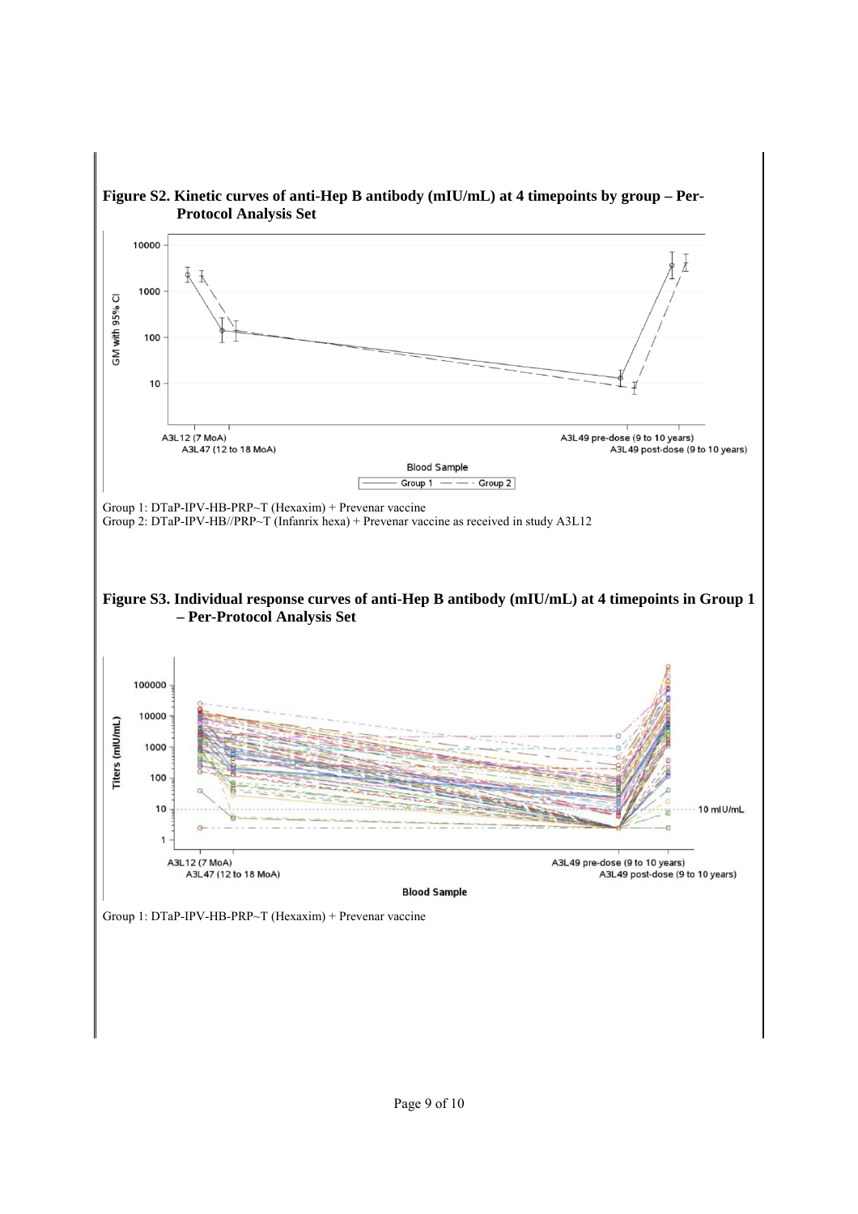**Figure S2. Kinetic curves of anti-Hep B antibody (mIU/mL) at 4 timepoints by group – Per-Protocol Analysis Set**

Group 1: DTaP-IPV-HB-PRP~T (Hexaxim) + Prevenar vaccine
Group 2: DTaP-IPV-HB//PRP~T (Infanrix hexa) + Prevenar vaccine as received in study A3L12

**Figure S3. Individual response curves of anti-Hep B antibody (mIU/mL) at 4 timepoints in Group 1 – Per-Protocol Analysis Set**

Group 1: DTaP-IPV-HB-PRP~T (Hexaxim) + Prevenar vaccine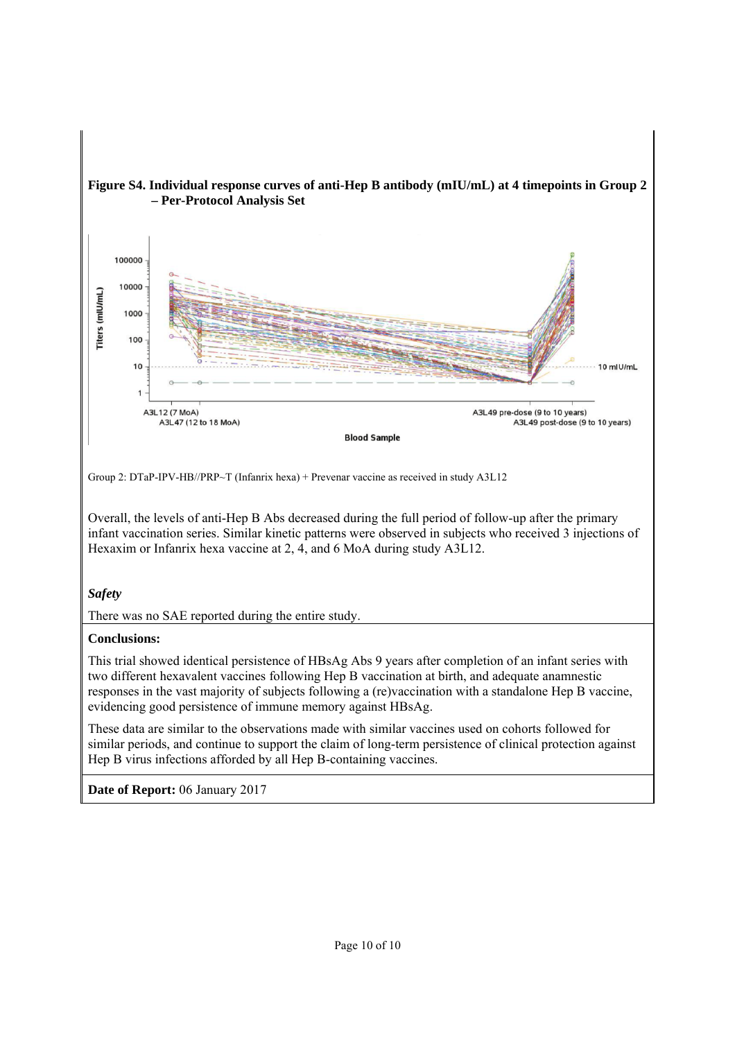**Figure S4. Individual response curves of anti-Hep B antibody (mIU/mL) at 4 timepoints in Group 2 – Per-Protocol Analysis Set**

Titers (mIU/mL)

100000

10000

1000

100

10

1

10 mIU/mL

A3L12 (7 MoA)

A3L47 (12 to 18 MoA)

A3L49 pre-dose (9 to 10 years)

A3L49 post-dose (9 to 10 years)

Blood Sample

Group 2: DTaP-IPV-HB//PRP~T (Infanrix hexa) + Prevenar vaccine as received in study A3L12

Overall, the levels of anti-Hep B Abs decreased during the full period of follow-up after the primary infant vaccination series. Similar kinetic patterns were observed in subjects who received 3 injections of Hexaxim or Infanrix hexa vaccine at 2, 4, and 6 MoA during study A3L12.

***Safety***

There was no SAE reported during the entire study.

**Conclusions:**

This trial showed identical persistence of HBsAg Abs 9 years after completion of an infant series with two different hexavalent vaccines following Hep B vaccination at birth, and adequate anamnestic responses in the vast majority of subjects following a (re)vaccination with a standalone Hep B vaccine, evidencing good persistence of immune memory against HBsAg.

These data are similar to the observations made with similar vaccines used on cohorts followed for similar periods, and continue to support the claim of long-term persistence of clinical protection against Hep B virus infections afforded by all Hep B-containing vaccines.

**Date of Report:** 06 January 2017